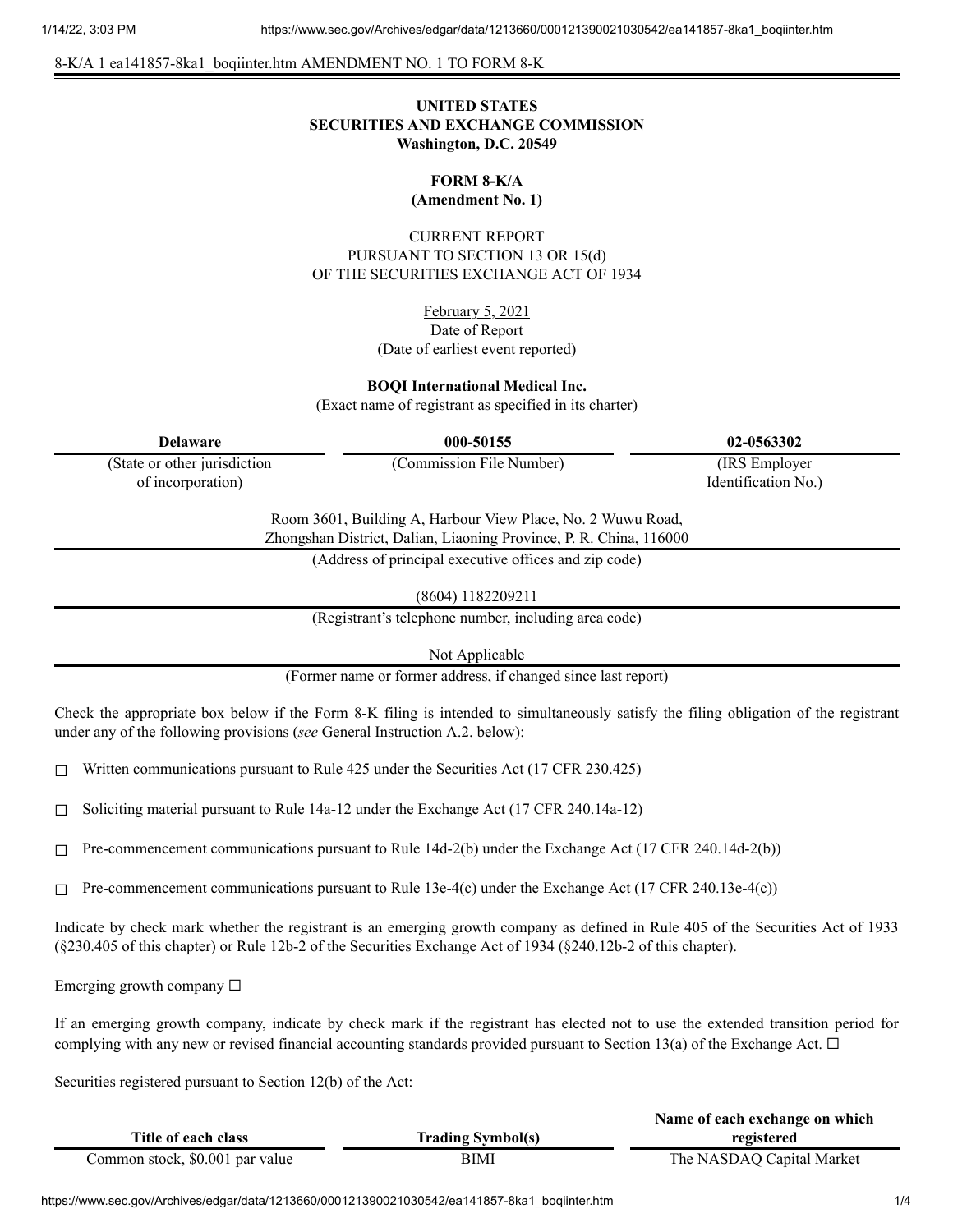8-K/A 1 ea141857-8ka1_boqiinter.htm AMENDMENT NO. 1 TO FORM 8-K

**UNITED STATES**
**SECURITIES AND EXCHANGE COMMISSION**
**Washington, D.C. 20549**

**FORM 8-K/A**
**(Amendment No. 1)**

CURRENT REPORT
PURSUANT TO SECTION 13 OR 15(d)
OF THE SECURITIES EXCHANGE ACT OF 1934

February 5, 2021
Date of Report
(Date of earliest event reported)

**BOQI International Medical Inc.**
(Exact name of registrant as specified in its charter)

| **Delaware** | **000-50155** | **02-0563302** |
|---|---|---|
| (State or other jurisdiction of incorporation) | (Commission File Number) | (IRS Employer Identification No.) |

Room 3601, Building A, Harbour View Place, No. 2 Wuwu Road,
Zhongshan District, Dalian, Liaoning Province, P. R. China, 116000
(Address of principal executive offices and zip code)

(8604) 1182209211
(Registrant's telephone number, including area code)

Not Applicable
(Former name or former address, if changed since last report)

Check the appropriate box below if the Form 8-K filing is intended to simultaneously satisfy the filing obligation of the registrant under any of the following provisions (*see* General Instruction A.2. below):

☐ Written communications pursuant to Rule 425 under the Securities Act (17 CFR 230.425)

☐ Soliciting material pursuant to Rule 14a-12 under the Exchange Act (17 CFR 240.14a-12)

☐ Pre-commencement communications pursuant to Rule 14d-2(b) under the Exchange Act (17 CFR 240.14d-2(b))

☐ Pre-commencement communications pursuant to Rule 13e-4(c) under the Exchange Act (17 CFR 240.13e-4(c))

Indicate by check mark whether the registrant is an emerging growth company as defined in Rule 405 of the Securities Act of 1933 (§230.405 of this chapter) or Rule 12b-2 of the Securities Exchange Act of 1934 (§240.12b-2 of this chapter).

Emerging growth company ☐

If an emerging growth company, indicate by check mark if the registrant has elected not to use the extended transition period for complying with any new or revised financial accounting standards provided pursuant to Section 13(a) of the Exchange Act. ☐

Securities registered pursuant to Section 12(b) of the Act:

| **Title of each class** | **Trading Symbol(s)** | **Name of each exchange on which registered** |
|---|---|---|
| Common stock, $0.001 par value | BIMI | The NASDAQ Capital Market |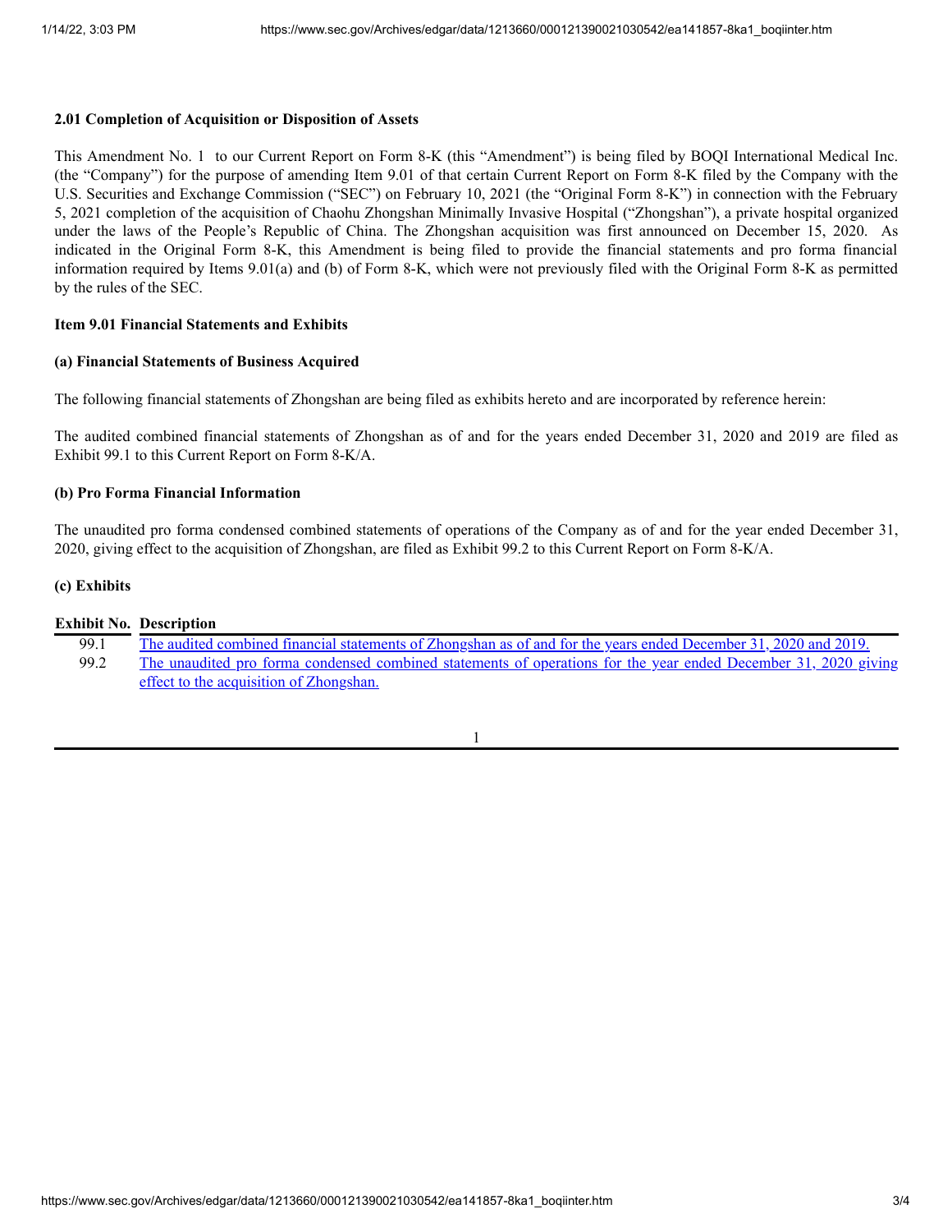**2.01 Completion of Acquisition or Disposition of Assets**

This Amendment No. 1 to our Current Report on Form 8-K (this "Amendment") is being filed by BOQI International Medical Inc. (the "Company") for the purpose of amending Item 9.01 of that certain Current Report on Form 8-K filed by the Company with the U.S. Securities and Exchange Commission ("SEC") on February 10, 2021 (the "Original Form 8-K") in connection with the February 5, 2021 completion of the acquisition of Chaohu Zhongshan Minimally Invasive Hospital ("Zhongshan"), a private hospital organized under the laws of the People's Republic of China. The Zhongshan acquisition was first announced on December 15, 2020. As indicated in the Original Form 8-K, this Amendment is being filed to provide the financial statements and pro forma financial information required by Items 9.01(a) and (b) of Form 8-K, which were not previously filed with the Original Form 8-K as permitted by the rules of the SEC.

**Item 9.01 Financial Statements and Exhibits**

**(a) Financial Statements of Business Acquired**

The following financial statements of Zhongshan are being filed as exhibits hereto and are incorporated by reference herein:

The audited combined financial statements of Zhongshan as of and for the years ended December 31, 2020 and 2019 are filed as Exhibit 99.1 to this Current Report on Form 8-K/A.

**(b) Pro Forma Financial Information**

The unaudited pro forma condensed combined statements of operations of the Company as of and for the year ended December 31, 2020, giving effect to the acquisition of Zhongshan, are filed as Exhibit 99.2 to this Current Report on Form 8-K/A.

**(c) Exhibits**

| Exhibit No. | Description |
|---|---|
| 99.1 | The audited combined financial statements of Zhongshan as of and for the years ended December 31, 2020 and 2019. |
| 99.2 | The unaudited pro forma condensed combined statements of operations for the year ended December 31, 2020 giving effect to the acquisition of Zhongshan. |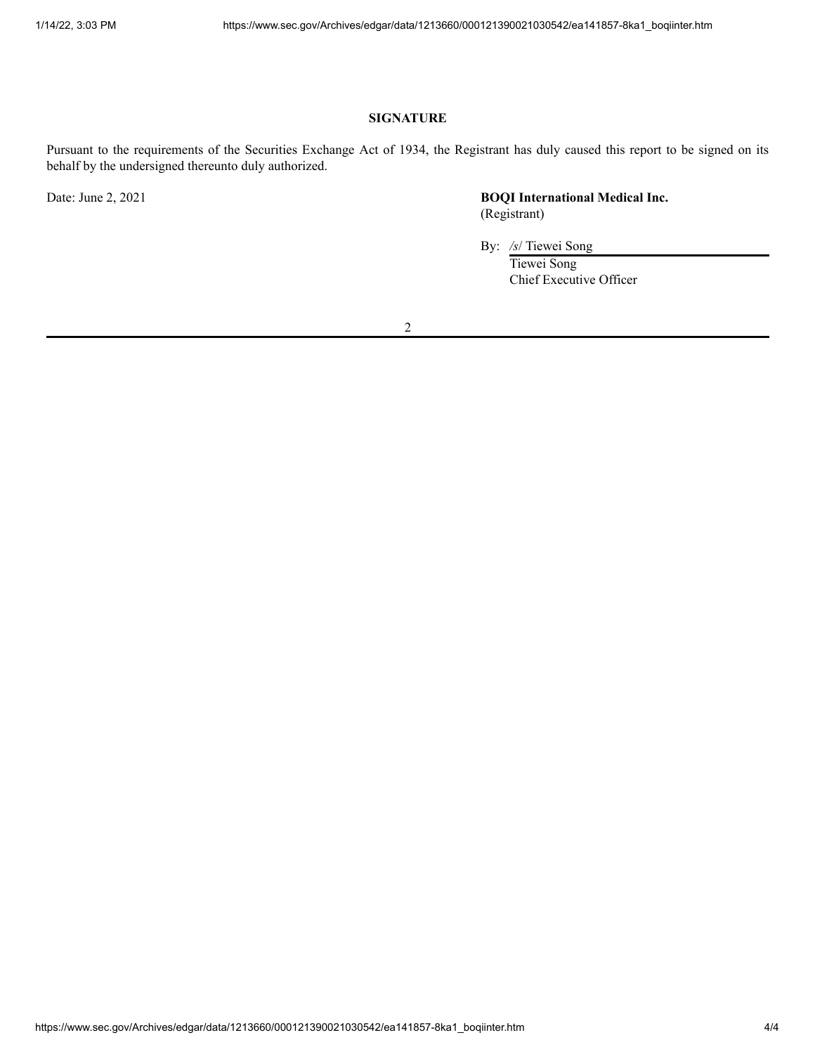## SIGNATURE

Pursuant to the requirements of the Securities Exchange Act of 1934, the Registrant has duly caused this report to be signed on its behalf by the undersigned thereunto duly authorized.

Date: June 2, 2021

**BOQI International Medical Inc.**
(Registrant)

By: */s/* Tiewei Song
Tiewei Song
Chief Executive Officer